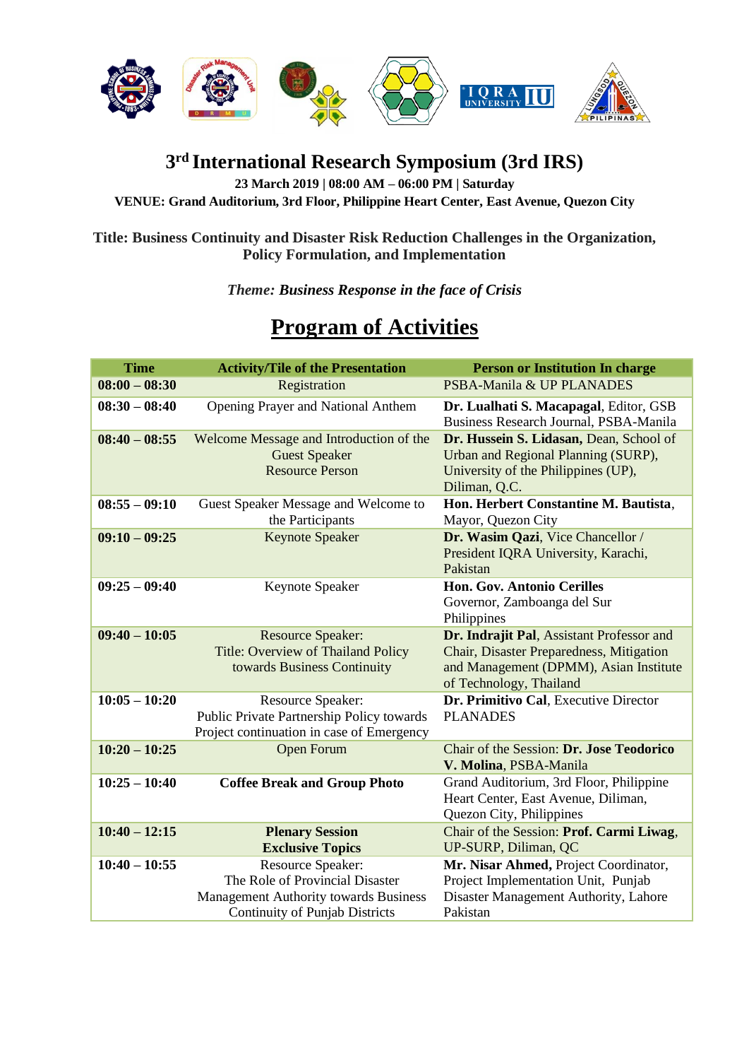# 3[rd] International Research Symposium (3rd IRS)

**23 March 2019 | 08:00 AM – 06:00 PM | Saturday**

**VENUE: Grand Auditorium, 3rd Floor, Philippine Heart Center, East Avenue, Quezon City**

**Title: Business Continuity and Disaster Risk Reduction Challenges in the Organization, Policy Formulation, and Implementation**

*Theme: **Business Response in the face of Crisis***

## Program of Activities

| Time | Activity/Tile of the Presentation | Person or Institution In charge |
|---|---|---|
| **08:00 – 08:30** | Registration | PSBA-Manila & UP PLANADES |
| **08:30 – 08:40** | Opening Prayer and National Anthem | **Dr. Lualhati S. Macapagal**, Editor, GSB Business Research Journal, PSBA-Manila |
| **08:40 – 08:55** | Welcome Message and Introduction of the Guest Speaker<br>Resource Person | **Dr. Hussein S. Lidasan,** Dean, School of Urban and Regional Planning (SURP), University of the Philippines (UP), Diliman, Q.C. |
| **08:55 – 09:10** | Guest Speaker Message and Welcome to the Participants | **Hon. Herbert Constantine M. Bautista**, Mayor, Quezon City |
| **09:10 – 09:25** | Keynote Speaker | **Dr. Wasim Qazi**, Vice Chancellor / President IQRA University, Karachi, Pakistan |
| **09:25 – 09:40** | Keynote Speaker | **Hon. Gov. Antonio Cerilles**<br>Governor, Zamboanga del Sur Philippines |
| **09:40 – 10:05** | Resource Speaker:<br>Title: Overview of Thailand Policy towards Business Continuity | **Dr. Indrajit Pal**, Assistant Professor and Chair, Disaster Preparedness, Mitigation and Management (DPMM), Asian Institute of Technology, Thailand |
| **10:05 – 10:20** | Resource Speaker:<br>Public Private Partnership Policy towards Project continuation in case of Emergency | **Dr. Primitivo Cal**, Executive Director PLANADES |
| **10:20 – 10:25** | Open Forum | Chair of the Session: **Dr. Jose Teodorico V. Molina**, PSBA-Manila |
| **10:25 – 10:40** | **Coffee Break and Group Photo** | Grand Auditorium, 3rd Floor, Philippine Heart Center, East Avenue, Diliman, Quezon City, Philippines |
| **10:40 – 12:15** | **Plenary Session**<br>**Exclusive Topics** | Chair of the Session: **Prof. Carmi Liwag**, UP-SURP, Diliman, QC |
| **10:40 – 10:55** | Resource Speaker:<br>The Role of Provincial Disaster Management Authority towards Business Continuity of Punjab Districts | **Mr. Nisar Ahmed,** Project Coordinator, Project Implementation Unit, Punjab Disaster Management Authority, Lahore Pakistan |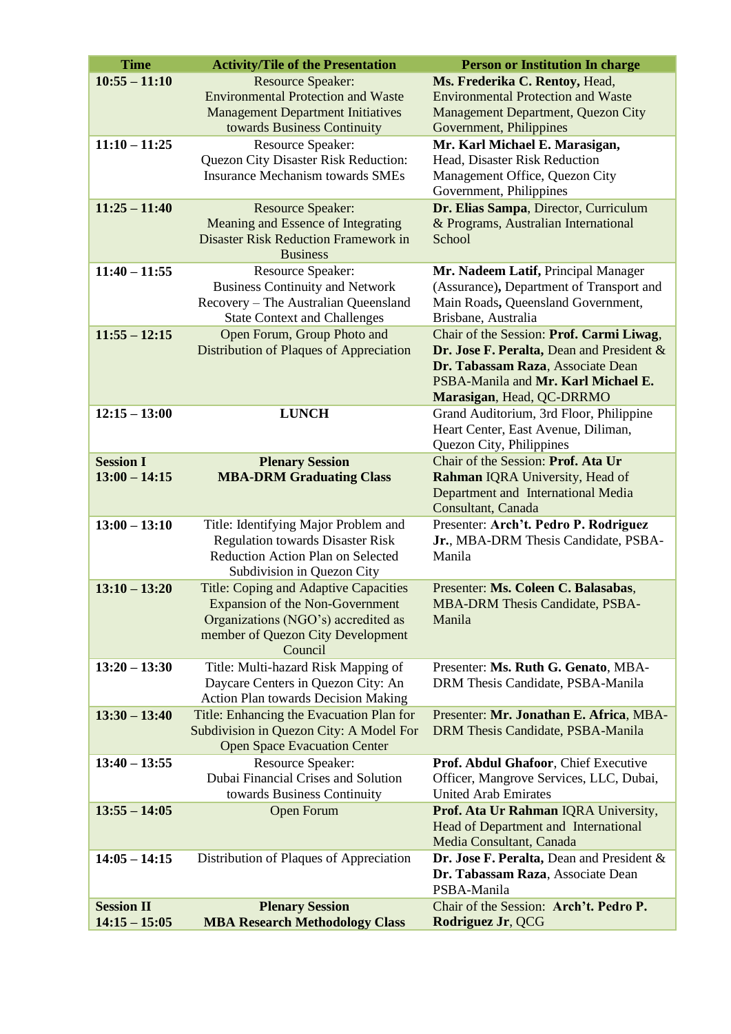| Time | Activity/Tile of the Presentation | Person or Institution In charge |
|---|---|---|
| **10:55 – 11:10** | Resource Speaker: Environmental Protection and Waste Management Department Initiatives towards Business Continuity | **Ms. Frederika C. Rentoy,** Head, Environmental Protection and Waste Management Department, Quezon City Government, Philippines |
| **11:10 – 11:25** | Resource Speaker: Quezon City Disaster Risk Reduction: Insurance Mechanism towards SMEs | **Mr. Karl Michael E. Marasigan,** Head, Disaster Risk Reduction Management Office, Quezon City Government, Philippines |
| **11:25 – 11:40** | Resource Speaker: Meaning and Essence of Integrating Disaster Risk Reduction Framework in Business | **Dr. Elias Sampa**, Director, Curriculum & Programs, Australian International School |
| **11:40 – 11:55** | Resource Speaker: Business Continuity and Network Recovery – The Australian Queensland State Context and Challenges | **Mr. Nadeem Latif,** Principal Manager (Assurance)**,** Department of Transport and Main Roads**,** Queensland Government, Brisbane, Australia |
| **11:55 – 12:15** | Open Forum, Group Photo and Distribution of Plaques of Appreciation | Chair of the Session: **Prof. Carmi Liwag**, **Dr. Jose F. Peralta,** Dean and President & **Dr. Tabassam Raza**, Associate Dean PSBA-Manila and **Mr. Karl Michael E. Marasigan**, Head, QC-DRRMO |
| **12:15 – 13:00** | **LUNCH** | Grand Auditorium, 3rd Floor, Philippine Heart Center, East Avenue, Diliman, Quezon City, Philippines |
| **Session I 13:00 – 14:15** | **Plenary Session MBA-DRM Graduating Class** | Chair of the Session: **Prof. Ata Ur Rahman** IQRA University, Head of Department and International Media Consultant, Canada |
| **13:00 – 13:10** | Title: Identifying Major Problem and Regulation towards Disaster Risk Reduction Action Plan on Selected Subdivision in Quezon City | Presenter: **Arch't. Pedro P. Rodriguez Jr.**, MBA-DRM Thesis Candidate, PSBA-Manila |
| **13:10 – 13:20** | Title: Coping and Adaptive Capacities Expansion of the Non-Government Organizations (NGO's) accredited as member of Quezon City Development Council | Presenter: **Ms. Coleen C. Balasabas**, MBA-DRM Thesis Candidate, PSBA-Manila |
| **13:20 – 13:30** | Title: Multi-hazard Risk Mapping of Daycare Centers in Quezon City: An Action Plan towards Decision Making | Presenter: **Ms. Ruth G. Genato**, MBA-DRM Thesis Candidate, PSBA-Manila |
| **13:30 – 13:40** | Title: Enhancing the Evacuation Plan for Subdivision in Quezon City: A Model For Open Space Evacuation Center | Presenter: **Mr. Jonathan E. Africa**, MBA-DRM Thesis Candidate, PSBA-Manila |
| **13:40 – 13:55** | Resource Speaker: Dubai Financial Crises and Solution towards Business Continuity | **Prof. Abdul Ghafoor**, Chief Executive Officer, Mangrove Services, LLC, Dubai, United Arab Emirates |
| **13:55 – 14:05** | Open Forum | **Prof. Ata Ur Rahman** IQRA University, Head of Department and International Media Consultant, Canada |
| **14:05 – 14:15** | Distribution of Plaques of Appreciation | **Dr. Jose F. Peralta,** Dean and President & **Dr. Tabassam Raza**, Associate Dean PSBA-Manila |
| **Session II 14:15 – 15:05** | **Plenary Session MBA Research Methodology Class** | Chair of the Session: **Arch't. Pedro P. Rodriguez Jr**, QCG |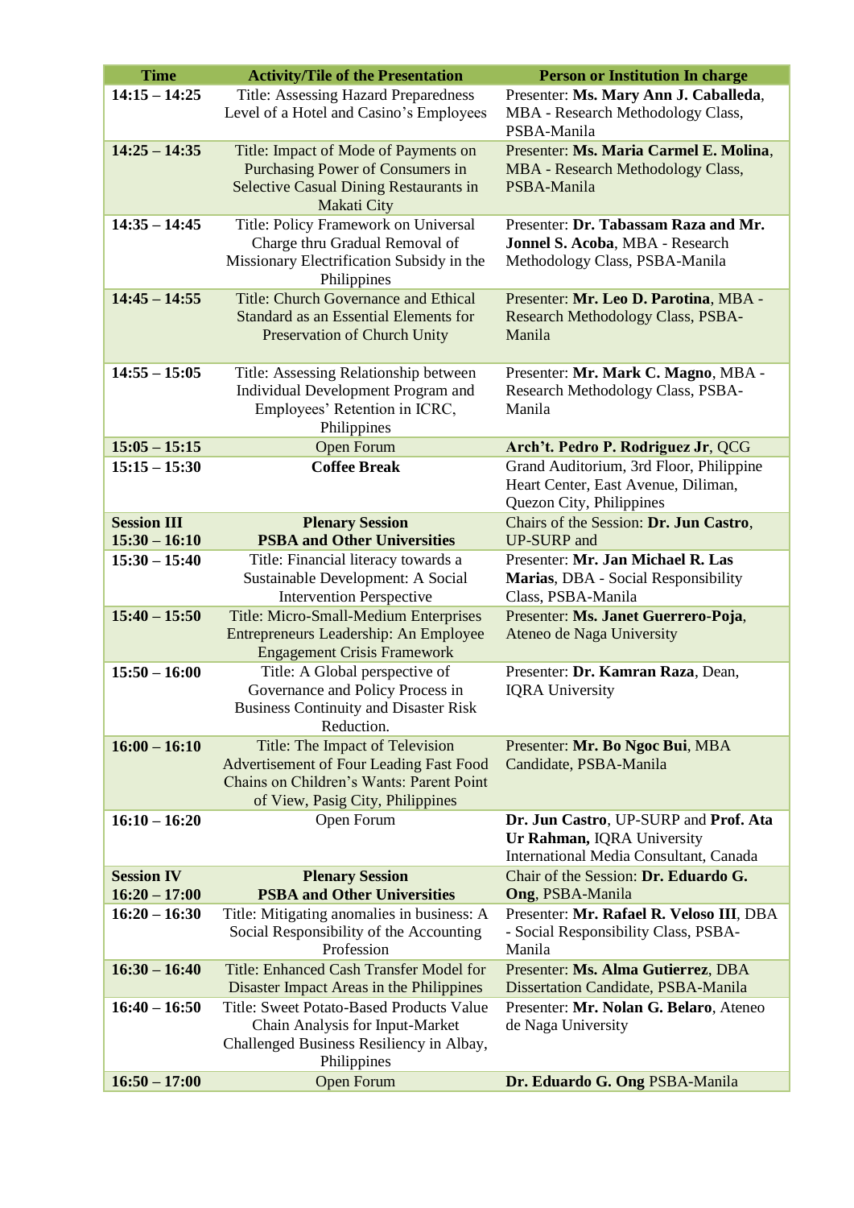| Time | Activity/Tile of the Presentation | Person or Institution In charge |
| --- | --- | --- |
| **14:15 – 14:25** | Title: Assessing Hazard Preparedness Level of a Hotel and Casino's Employees | Presenter: **Ms. Mary Ann J. Caballeda**, MBA - Research Methodology Class, PSBA-Manila |
| **14:25 – 14:35** | Title: Impact of Mode of Payments on Purchasing Power of Consumers in Selective Casual Dining Restaurants in Makati City | Presenter: **Ms. Maria Carmel E. Molina**, MBA - Research Methodology Class, PSBA-Manila |
| **14:35 – 14:45** | Title: Policy Framework on Universal Charge thru Gradual Removal of Missionary Electrification Subsidy in the Philippines | Presenter: **Dr. Tabassam Raza and Mr. Jonnel S. Acoba**, MBA - Research Methodology Class, PSBA-Manila |
| **14:45 – 14:55** | Title: Church Governance and Ethical Standard as an Essential Elements for Preservation of Church Unity | Presenter: **Mr. Leo D. Parotina**, MBA - Research Methodology Class, PSBA-Manila |
| **14:55 – 15:05** | Title: Assessing Relationship between Individual Development Program and Employees' Retention in ICRC, Philippines | Presenter: **Mr. Mark C. Magno**, MBA - Research Methodology Class, PSBA-Manila |
| **15:05 – 15:15** | Open Forum | **Arch't. Pedro P. Rodriguez Jr**, QCG |
| **15:15 – 15:30** | **Coffee Break** | Grand Auditorium, 3rd Floor, Philippine Heart Center, East Avenue, Diliman, Quezon City, Philippines |
| **Session III 15:30 – 16:10** | **Plenary Session PSBA and Other Universities** | Chairs of the Session: **Dr. Jun Castro**, UP-SURP and |
| **15:30 – 15:40** | Title: Financial literacy towards a Sustainable Development: A Social Intervention Perspective | Presenter: **Mr. Jan Michael R. Las Marias**, DBA - Social Responsibility Class, PSBA-Manila |
| **15:40 – 15:50** | Title: Micro-Small-Medium Enterprises Entrepreneurs Leadership: An Employee Engagement Crisis Framework | Presenter: **Ms. Janet Guerrero-Poja**, Ateneo de Naga University |
| **15:50 – 16:00** | Title: A Global perspective of Governance and Policy Process in Business Continuity and Disaster Risk Reduction. | Presenter: **Dr. Kamran Raza**, Dean, IQRA University |
| **16:00 – 16:10** | Title: The Impact of Television Advertisement of Four Leading Fast Food Chains on Children's Wants: Parent Point of View, Pasig City, Philippines | Presenter: **Mr. Bo Ngoc Bui**, MBA Candidate, PSBA-Manila |
| **16:10 – 16:20** | Open Forum | **Dr. Jun Castro**, UP-SURP and **Prof. Ata Ur Rahman,** IQRA University International Media Consultant, Canada |
| **Session IV 16:20 – 17:00** | **Plenary Session PSBA and Other Universities** | Chair of the Session: **Dr. Eduardo G. Ong**, PSBA-Manila |
| **16:20 – 16:30** | Title: Mitigating anomalies in business: A Social Responsibility of the Accounting Profession | Presenter: **Mr. Rafael R. Veloso III**, DBA - Social Responsibility Class, PSBA-Manila |
| **16:30 – 16:40** | Title: Enhanced Cash Transfer Model for Disaster Impact Areas in the Philippines | Presenter: **Ms. Alma Gutierrez**, DBA Dissertation Candidate, PSBA-Manila |
| **16:40 – 16:50** | Title: Sweet Potato-Based Products Value Chain Analysis for Input-Market Challenged Business Resiliency in Albay, Philippines | Presenter: **Mr. Nolan G. Belaro**, Ateneo de Naga University |
| **16:50 – 17:00** | Open Forum | **Dr. Eduardo G. Ong** PSBA-Manila |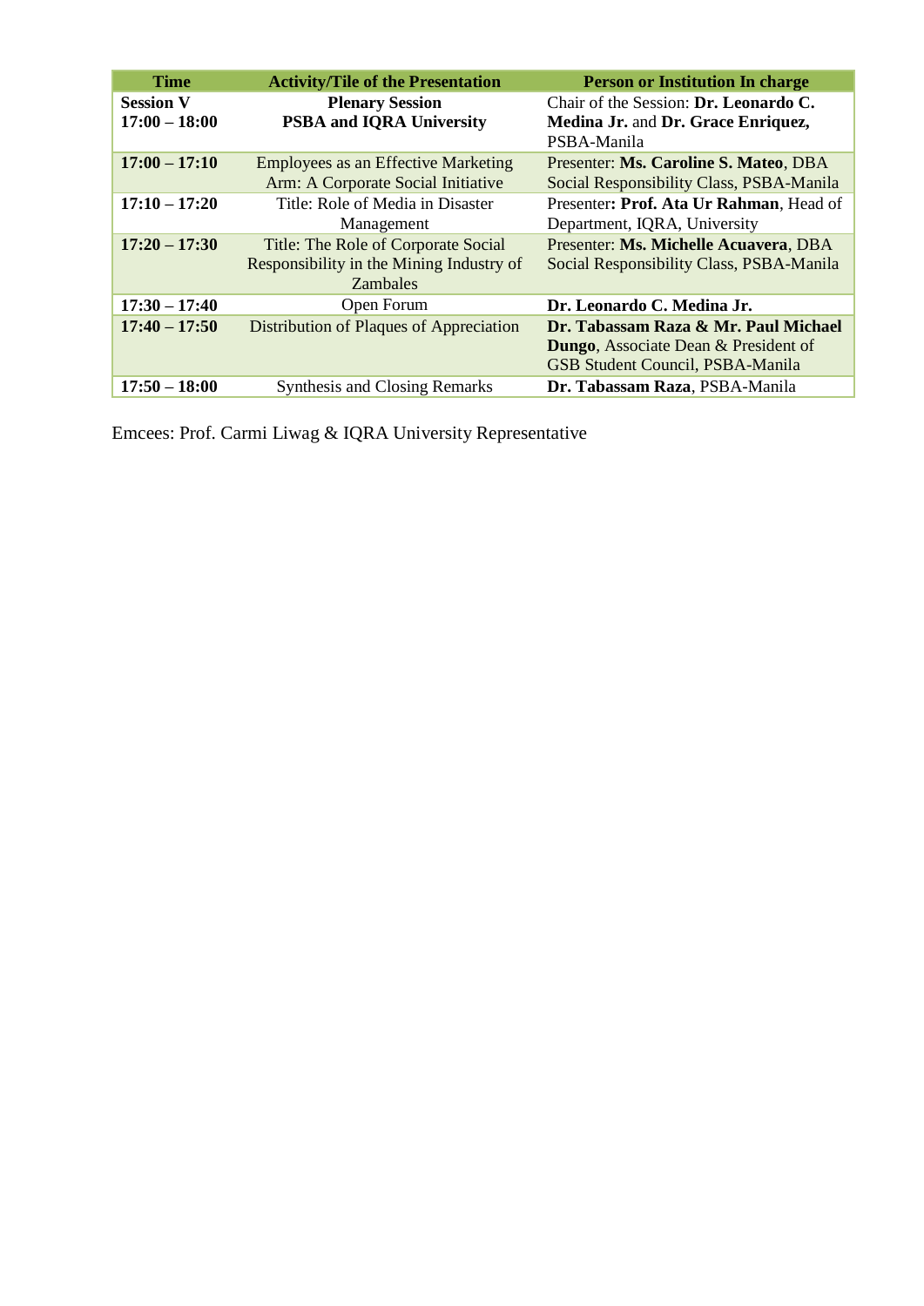| Time | Activity/Tile of the Presentation | Person or Institution In charge |
| --- | --- | --- |
| **Session V**<br>**17:00 – 18:00** | **Plenary Session**<br>**PSBA and IQRA University** | Chair of the Session: **Dr. Leonardo C. Medina Jr.** and **Dr. Grace Enriquez,** PSBA-Manila |
| **17:00 – 17:10** | Employees as an Effective Marketing Arm: A Corporate Social Initiative | Presenter: **Ms. Caroline S. Mateo**, DBA Social Responsibility Class, PSBA-Manila |
| **17:10 – 17:20** | Title: Role of Media in Disaster Management | Presenter**: Prof. Ata Ur Rahman**, Head of Department, IQRA, University |
| **17:20 – 17:30** | Title: The Role of Corporate Social Responsibility in the Mining Industry of Zambales | Presenter: **Ms. Michelle Acuavera**, DBA Social Responsibility Class, PSBA-Manila |
| **17:30 – 17:40** | Open Forum | **Dr. Leonardo C. Medina Jr.** |
| **17:40 – 17:50** | Distribution of Plaques of Appreciation | **Dr. Tabassam Raza & Mr. Paul Michael Dungo**, Associate Dean & President of GSB Student Council, PSBA-Manila |
| **17:50 – 18:00** | Synthesis and Closing Remarks | **Dr. Tabassam Raza**, PSBA-Manila |

Emcees: Prof. Carmi Liwag & IQRA University Representative